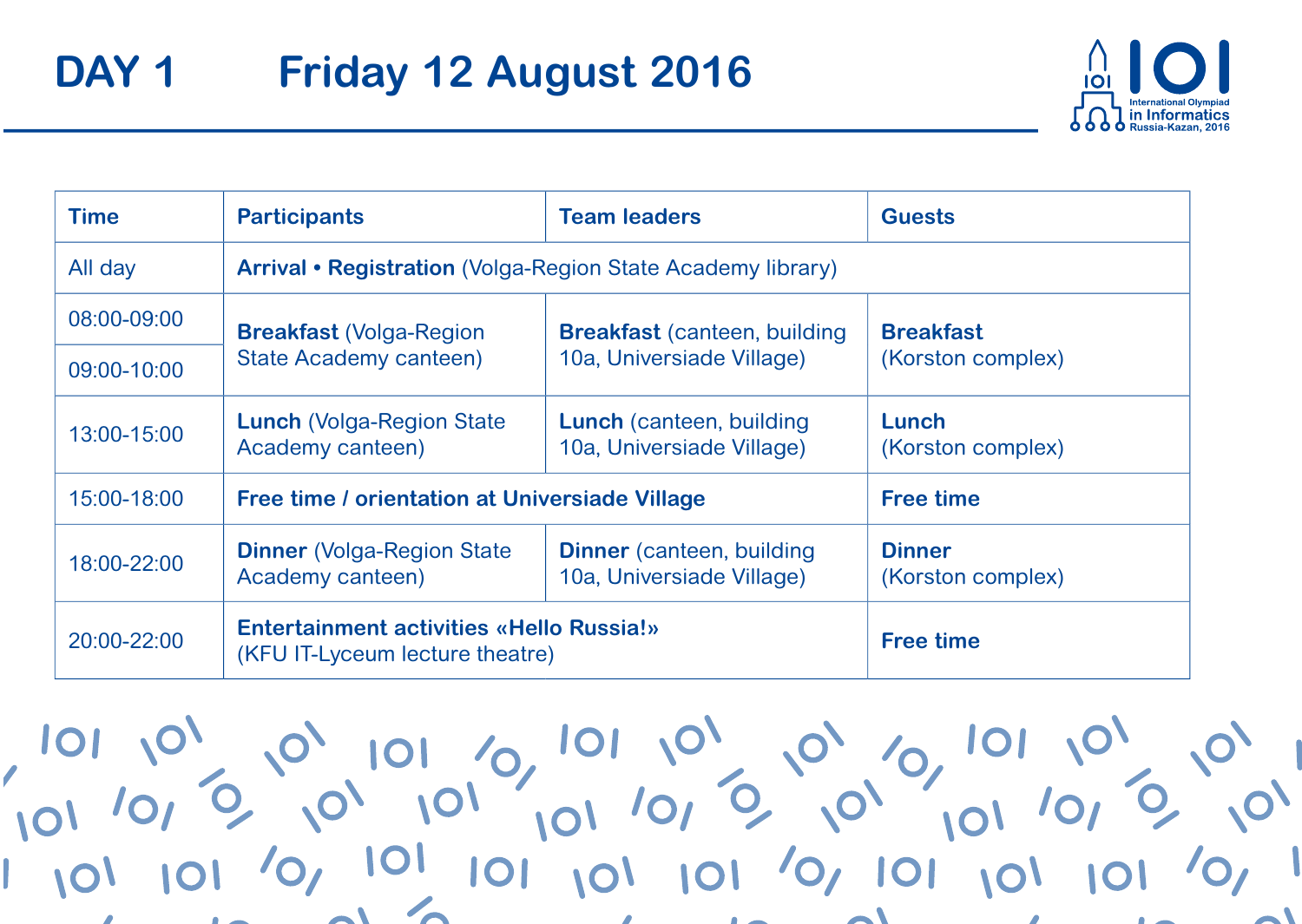# DAY 1 Friday 12 August 2016

| Time | Participants | Team leaders | Guests |
|---|---|---|---|
| All day | **Arrival • Registration** (Volga-Region State Academy library) | | |
| 08:00-09:00 | **Breakfast** (Volga-Region State Academy canteen) | **Breakfast** (canteen, building 10a, Universiade Village) | **Breakfast** (Korston complex) |
| 09:00-10:00 | | | |
| 13:00-15:00 | **Lunch** (Volga-Region State Academy canteen) | **Lunch** (canteen, building 10a, Universiade Village) | **Lunch** (Korston complex) |
| 15:00-18:00 | **Free time / orientation at Universiade Village** | | **Free time** |
| 18:00-22:00 | **Dinner** (Volga-Region State Academy canteen) | **Dinner** (canteen, building 10a, Universiade Village) | **Dinner** (Korston complex) |
| 20:00-22:00 | **Entertainment activities «Hello Russia!»** (KFU IT-Lyceum lecture theatre) | | **Free time** |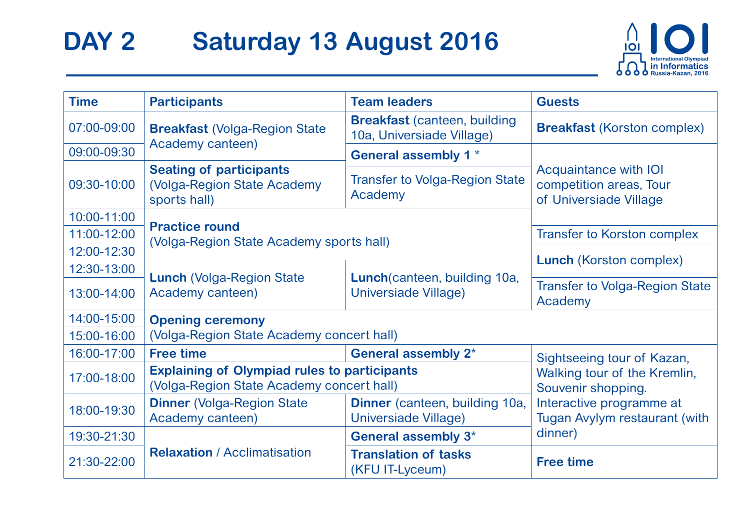# DAY 2 Saturday 13 August 2016

| Time | Participants | Team leaders | Guests |
|---|---|---|---|
| 07:00-09:00 | **Breakfast** (Volga-Region State Academy canteen) | **Breakfast** (canteen, building 10a, Universiade Village) | **Breakfast** (Korston complex) |
| 09:00-09:30 | | **General assembly 1** * | Acquaintance with IOI competition areas, Tour of Universiade Village |
| 09:30-10:00 | **Seating of participants** (Volga-Region State Academy sports hall) | Transfer to Volga-Region State Academy | |
| 10:00-11:00 | **Practice round** (Volga-Region State Academy sports hall) | | |
| 11:00-12:00 | | | Transfer to Korston complex |
| 12:00-12:30 | | | **Lunch** (Korston complex) |
| 12:30-13:00 | **Lunch** (Volga-Region State Academy canteen) | **Lunch**(canteen, building 10a, Universiade Village) | |
| 13:00-14:00 | | | Transfer to Volga-Region State Academy |
| 14:00-15:00 | **Opening ceremony** (Volga-Region State Academy concert hall) | | |
| 15:00-16:00 | | | |
| 16:00-17:00 | **Free time** | **General assembly 2***| Sightseeing tour of Kazan, Walking tour of the Kremlin, Souvenir shopping. Interactive programme at Tugan Avylym restaurant (with dinner) |
| 17:00-18:00 | **Explaining of Olympiad rules to participants** (Volga-Region State Academy concert hall) | | |
| 18:00-19:30 | **Dinner** (Volga-Region State Academy canteen) | **Dinner** (canteen, building 10a, Universiade Village) | |
| 19:30-21:30 | **Relaxation** / Acclimatisation | **General assembly 3*** | |
| 21:30-22:00 | | **Translation of tasks** (KFU IT-Lyceum) | **Free time** |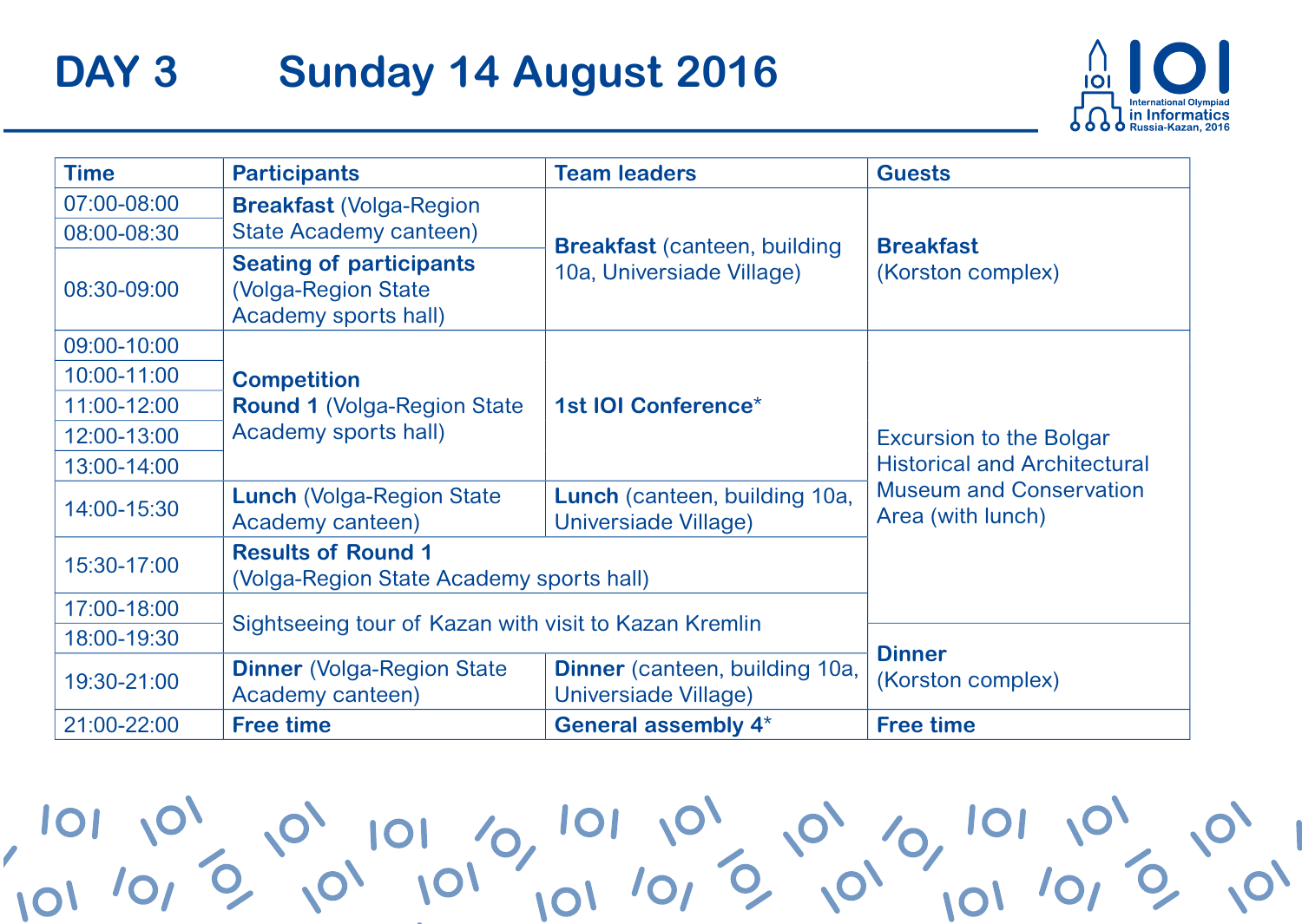# DAY 3 Sunday 14 August 2016

| Time | Participants | Team leaders | Guests |
|---|---|---|---|
| 07:00-08:00 | **Breakfast** (Volga-Region State Academy canteen) | **Breakfast** (canteen, building 10a, Universiade Village) | **Breakfast** (Korston complex) |
| 08:00-08:30 | | | |
| 08:30-09:00 | **Seating of participants** (Volga-Region State Academy sports hall) | | |
| 09:00-10:00 | **Competition Round 1** (Volga-Region State Academy sports hall) | **1st IOI Conference*** | Excursion to the Bolgar Historical and Architectural Museum and Conservation Area (with lunch) |
| 10:00-11:00 | | | |
| 11:00-12:00 | | | |
| 12:00-13:00 | | | |
| 13:00-14:00 | | | |
| 14:00-15:30 | **Lunch** (Volga-Region State Academy canteen) | **Lunch** (canteen, building 10a, Universiade Village) | |
| 15:30-17:00 | **Results of Round 1** (Volga-Region State Academy sports hall) | | |
| 17:00-18:00 | Sightseeing tour of Kazan with visit to Kazan Kremlin | | |
| 18:00-19:30 | | | **Dinner** (Korston complex) |
| 19:30-21:00 | **Dinner** (Volga-Region State Academy canteen) | **Dinner** (canteen, building 10a, Universiade Village) | |
| 21:00-22:00 | **Free time** | **General assembly 4*** | **Free time** |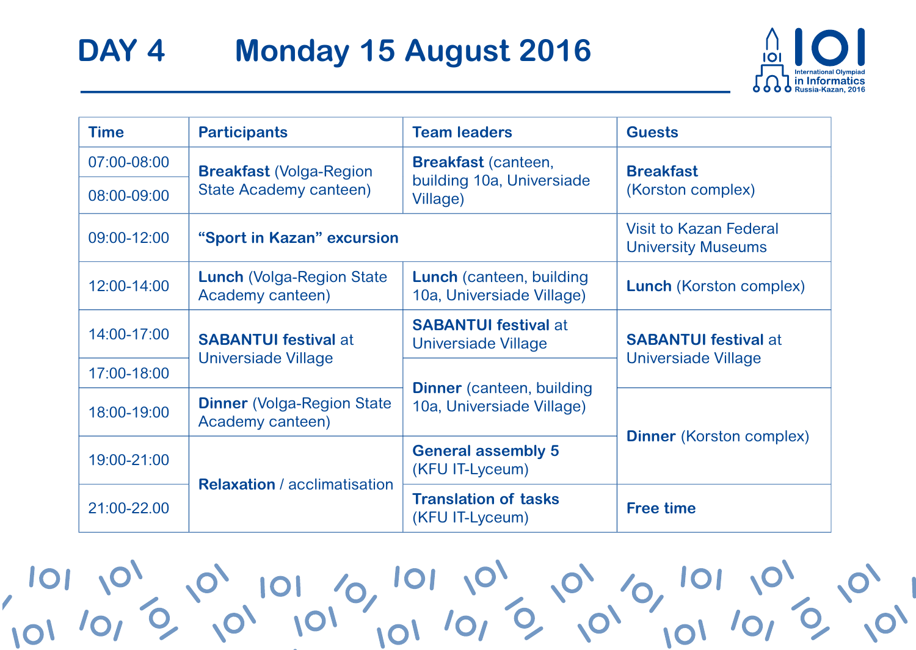# DAY 4 Monday 15 August 2016

| Time | Participants | Team leaders | Guests |
|---|---|---|---|
| 07:00-08:00 | **Breakfast** (Volga-Region State Academy canteen) | **Breakfast** (canteen, building 10a, Universiade Village) | **Breakfast** (Korston complex) |
| 08:00-09:00 | | | |
| 09:00-12:00 | **“Sport in Kazan” excursion** | | Visit to Kazan Federal University Museums |
| 12:00-14:00 | **Lunch** (Volga-Region State Academy canteen) | **Lunch** (canteen, building 10a, Universiade Village) | **Lunch** (Korston complex) |
| 14:00-17:00 | **SABANTUI festival** at Universiade Village | **SABANTUI festival** at Universiade Village | **SABANTUI festival** at Universiade Village |
| 17:00-18:00 | | **Dinner** (canteen, building 10a, Universiade Village) | |
| 18:00-19:00 | **Dinner** (Volga-Region State Academy canteen) | | **Dinner** (Korston complex) |
| 19:00-21:00 | **Relaxation** / acclimatisation | **General assembly 5** (KFU IT-Lyceum) | |
| 21:00-22.00 | | **Translation of tasks** (KFU IT-Lyceum) | **Free time** |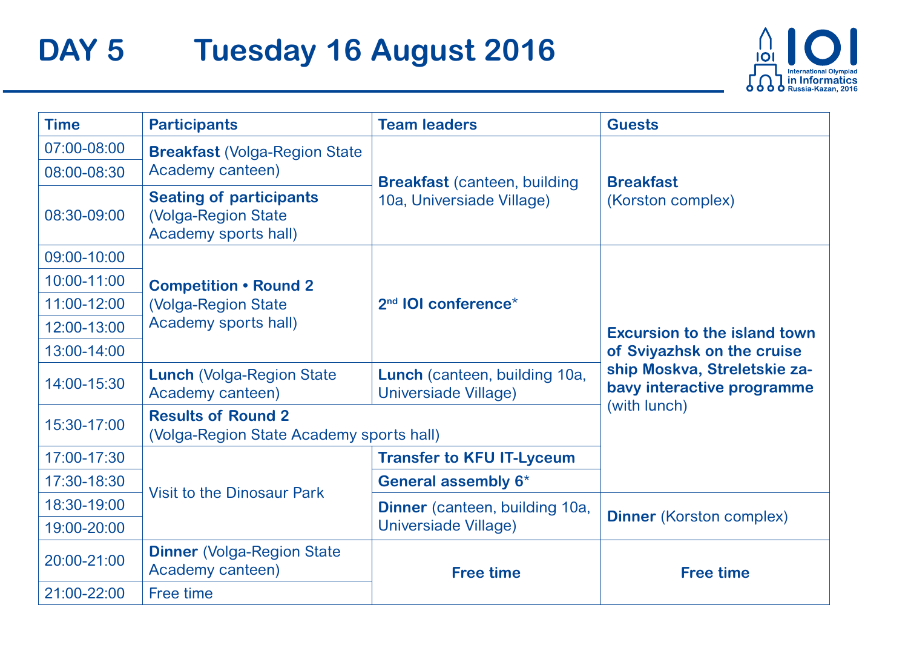# DAY 5 Tuesday 16 August 2016

| Time | Participants | Team leaders | Guests |
| --- | --- | --- | --- |
| 07:00-08:00 | **Breakfast** (Volga-Region State Academy canteen) | **Breakfast** (canteen, building 10a, Universiade Village) | **Breakfast** (Korston complex) |
| 08:00-08:30 | | | |
| 08:30-09:00 | **Seating of participants** (Volga-Region State Academy sports hall) | | |
| 09:00-10:00 | **Competition • Round 2** (Volga-Region State Academy sports hall) | **2nd IOI conference*** | **Excursion to the island town of Sviyazhsk on the cruise ship Moskva, Streletskie zabavy interactive programme** (with lunch) |
| 10:00-11:00 | | | |
| 11:00-12:00 | | | |
| 12:00-13:00 | | | |
| 13:00-14:00 | | | |
| 14:00-15:30 | **Lunch** (Volga-Region State Academy canteen) | **Lunch** (canteen, building 10a, Universiade Village) | |
| 15:30-17:00 | **Results of Round 2** (Volga-Region State Academy sports hall) | | |
| 17:00-17:30 | Visit to the Dinosaur Park | **Transfer to KFU IT-Lyceum** | |
| 17:30-18:30 | | **General assembly 6*** | |
| 18:30-19:00 | | **Dinner** (canteen, building 10a, Universiade Village) | **Dinner** (Korston complex) |
| 19:00-20:00 | | | |
| 20:00-21:00 | **Dinner** (Volga-Region State Academy canteen) | **Free time** | **Free time** |
| 21:00-22:00 | Free time | | |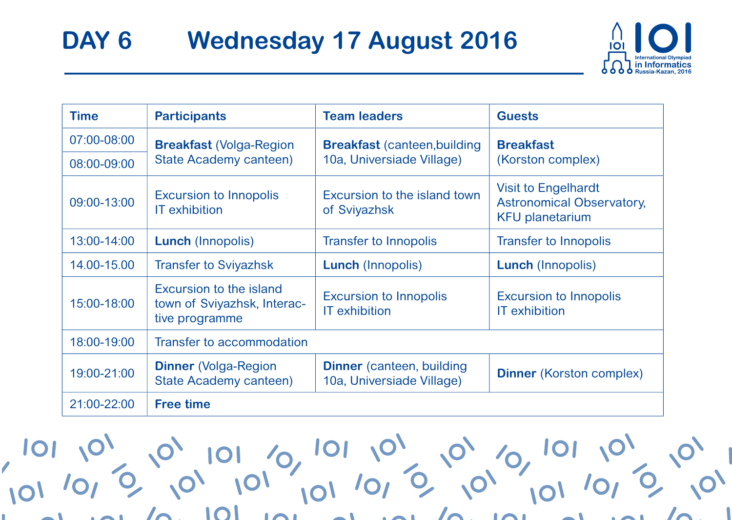# DAY 6 Wednesday 17 August 2016

| Time | Participants | Team leaders | Guests |
|---|---|---|---|
| 07:00-08:00 | **Breakfast** (Volga-Region State Academy canteen) | **Breakfast** (canteen,building 10a, Universiade Village) | **Breakfast** (Korston complex) |
| 08:00-09:00 | | | |
| 09:00-13:00 | Excursion to Innopolis IT exhibition | Excursion to the island town of Sviyazhsk | Visit to Engelhardt Astronomical Observatory, KFU planetarium |
| 13:00-14:00 | **Lunch** (Innopolis) | Transfer to Innopolis | Transfer to Innopolis |
| 14.00-15.00 | Transfer to Sviyazhsk | **Lunch** (Innopolis) | **Lunch** (Innopolis) |
| 15:00-18:00 | Excursion to the island town of Sviyazhsk, Interactive programme | Excursion to Innopolis IT exhibition | Excursion to Innopolis IT exhibition |
| 18:00-19:00 | Transfer to accommodation | | |
| 19:00-21:00 | **Dinner** (Volga-Region State Academy canteen) | **Dinner** (canteen, building 10a, Universiade Village) | **Dinner** (Korston complex) |
| 21:00-22:00 | **Free time** | | |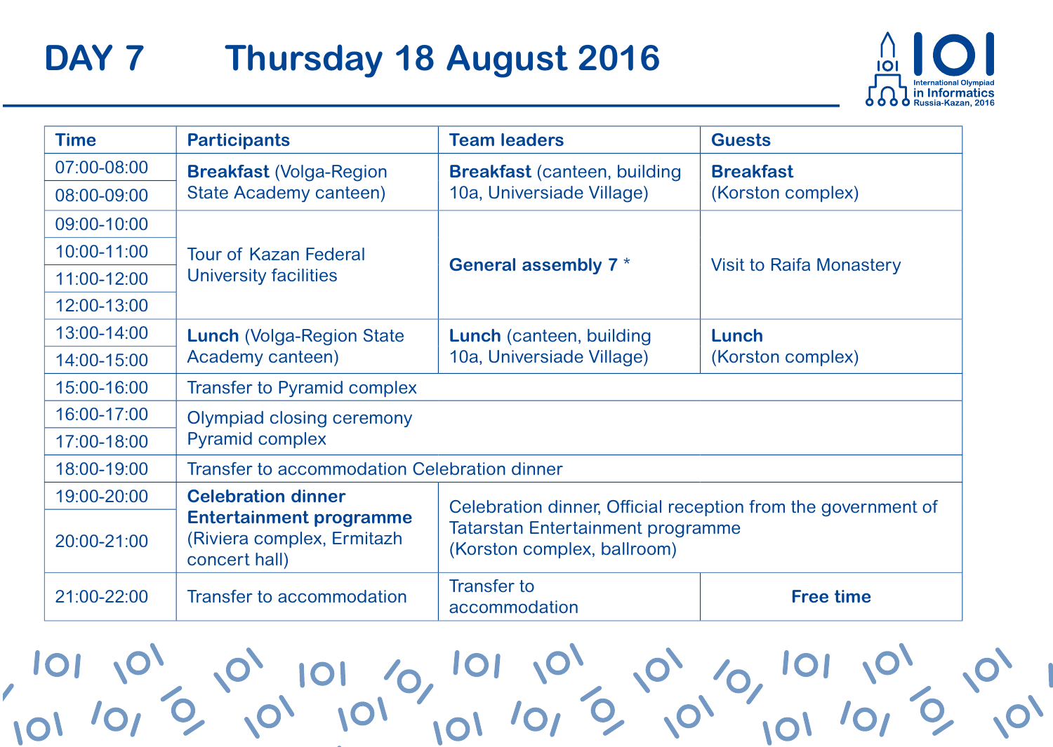# DAY 7 Thursday 18 August 2016

| Time | Participants | Team leaders | Guests |
|---|---|---|---|
| 07:00-08:00 | **Breakfast** (Volga-Region State Academy canteen) | **Breakfast** (canteen, building 10a, Universiade Village) | **Breakfast** (Korston complex) |
| 08:00-09:00 | | | |
| 09:00-10:00 | Tour of Kazan Federal University facilities | **General assembly 7** * | Visit to Raifa Monastery |
| 10:00-11:00 | | | |
| 11:00-12:00 | | | |
| 12:00-13:00 | | | |
| 13:00-14:00 | **Lunch** (Volga-Region State Academy canteen) | **Lunch** (canteen, building 10a, Universiade Village) | **Lunch** (Korston complex) |
| 14:00-15:00 | | | |
| 15:00-16:00 | Transfer to Pyramid complex | | |
| 16:00-17:00 | Olympiad closing ceremony Pyramid complex | | |
| 17:00-18:00 | | | |
| 18:00-19:00 | Transfer to accommodation Celebration dinner | | |
| 19:00-20:00 | **Celebration dinner Entertainment programme** (Riviera complex, Ermitazh concert hall) | Celebration dinner, Official reception from the government of Tatarstan Entertainment programme (Korston complex, ballroom) | |
| 20:00-21:00 | | | |
| 21:00-22:00 | Transfer to accommodation | Transfer to accommodation | **Free time** |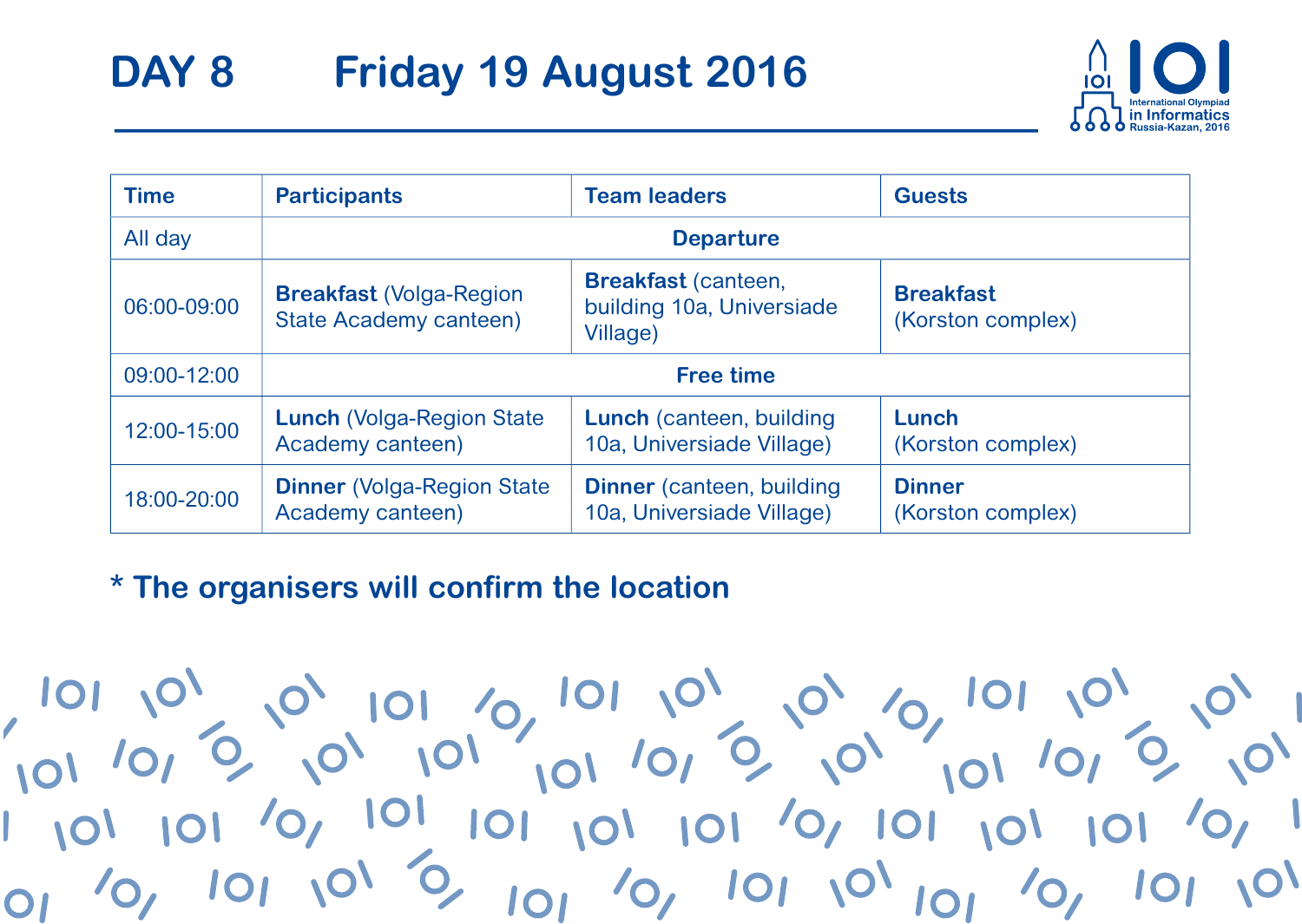# DAY 8 Friday 19 August 2016

| Time | Participants | Team leaders | Guests |
|---|---|---|---|
| All day | **Departure** | | |
| 06:00-09:00 | **Breakfast** (Volga-Region State Academy canteen) | **Breakfast** (canteen, building 10a, Universiade Village) | **Breakfast** (Korston complex) |
| 09:00-12:00 | **Free time** | | |
| 12:00-15:00 | **Lunch** (Volga-Region State Academy canteen) | **Lunch** (canteen, building 10a, Universiade Village) | **Lunch** (Korston complex) |
| 18:00-20:00 | **Dinner** (Volga-Region State Academy canteen) | **Dinner** (canteen, building 10a, Universiade Village) | **Dinner** (Korston complex) |

**\* The organisers will confirm the location**